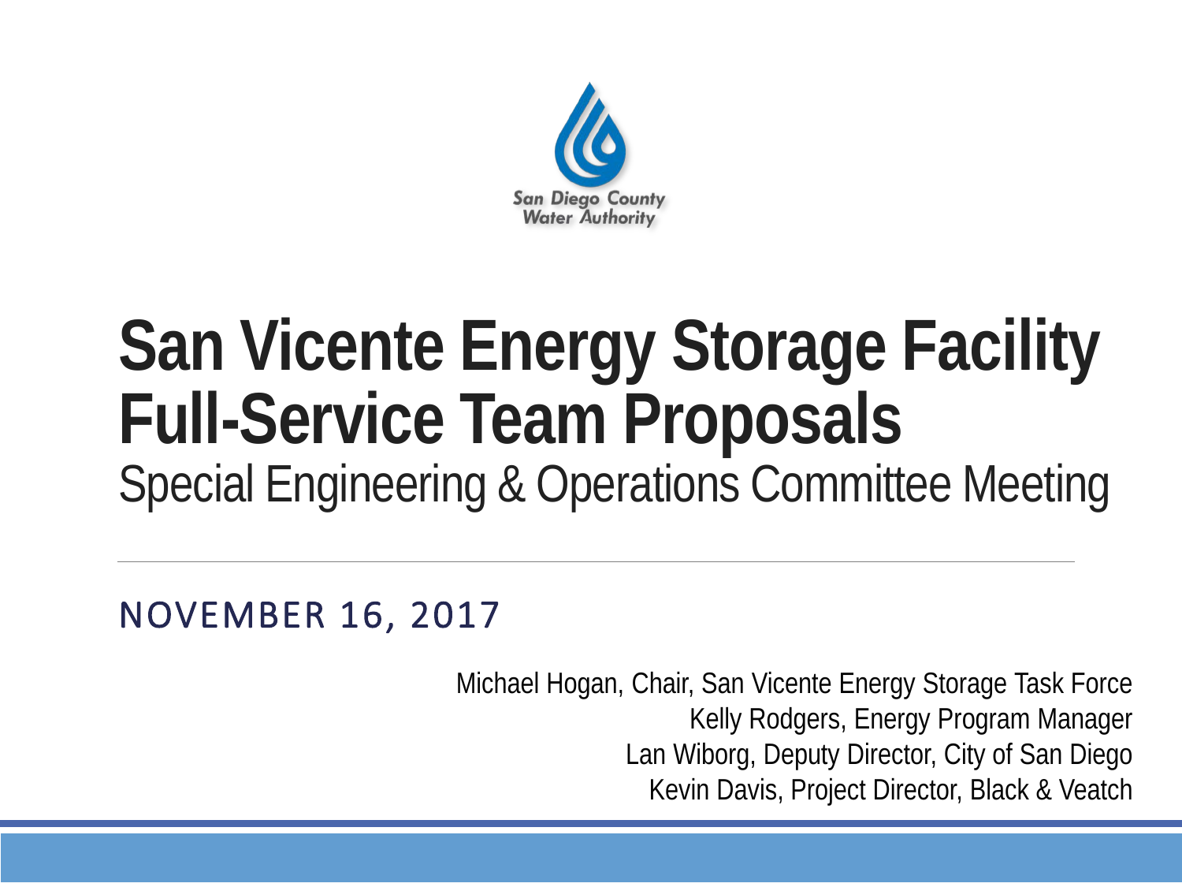San Diego County Water Authority

# San Vicente Energy Storage Facility Full-Service Team Proposals

## Special Engineering & Operations Committee Meeting

NOVEMBER 16, 2017

Michael Hogan, Chair, San Vicente Energy Storage Task Force
Kelly Rodgers, Energy Program Manager
Lan Wiborg, Deputy Director, City of San Diego
Kevin Davis, Project Director, Black & Veatch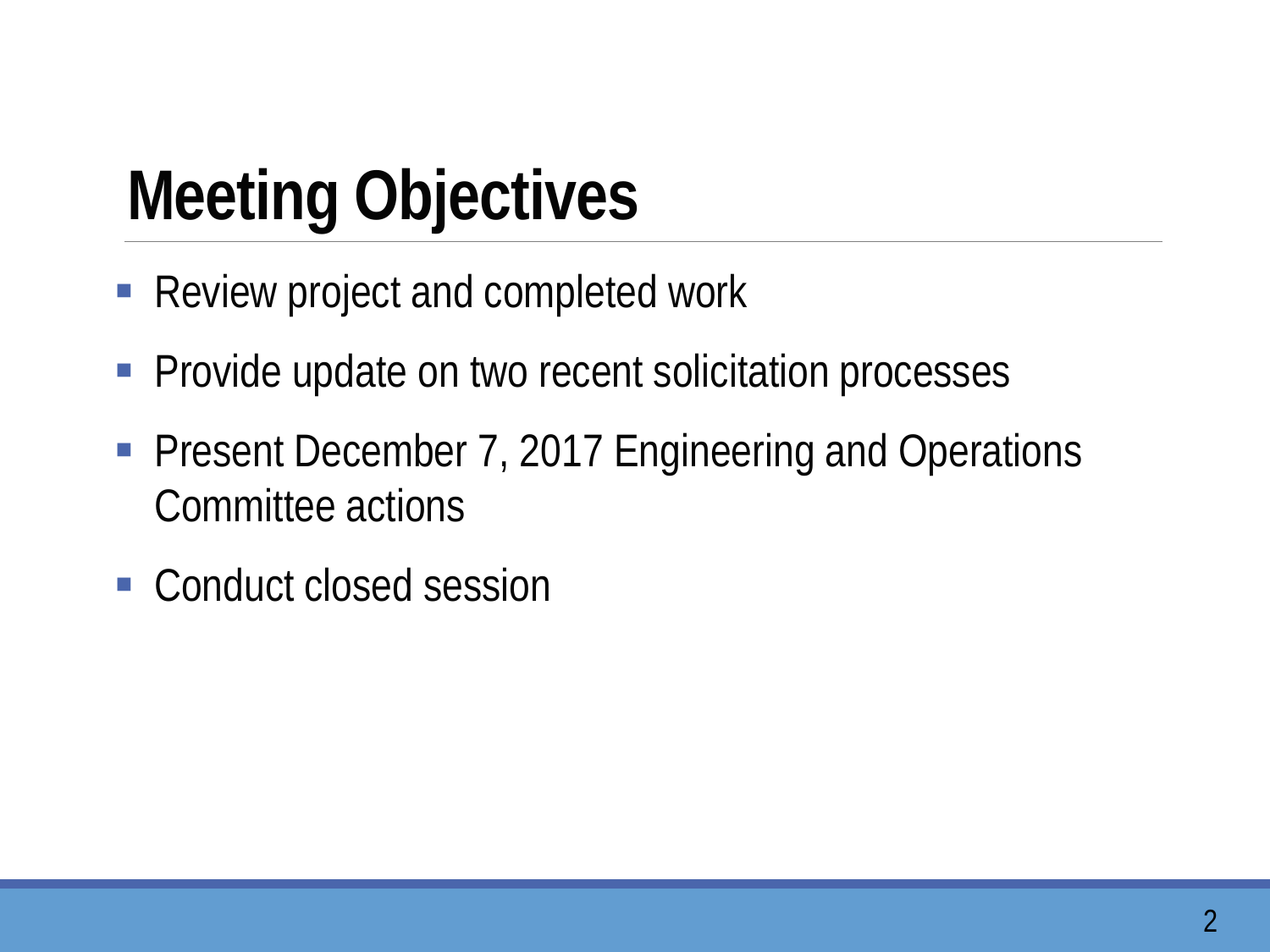# Meeting Objectives

- Review project and completed work
- Provide update on two recent solicitation processes
- Present December 7, 2017 Engineering and Operations Committee actions
- Conduct closed session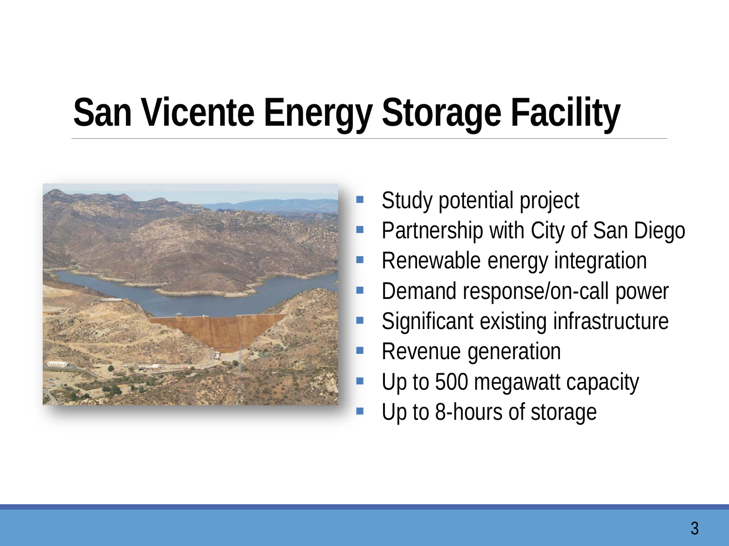# San Vicente Energy Storage Facility

- Study potential project
- Partnership with City of San Diego
- Renewable energy integration
- Demand response/on-call power
- Significant existing infrastructure
- Revenue generation
- Up to 500 megawatt capacity
- Up to 8-hours of storage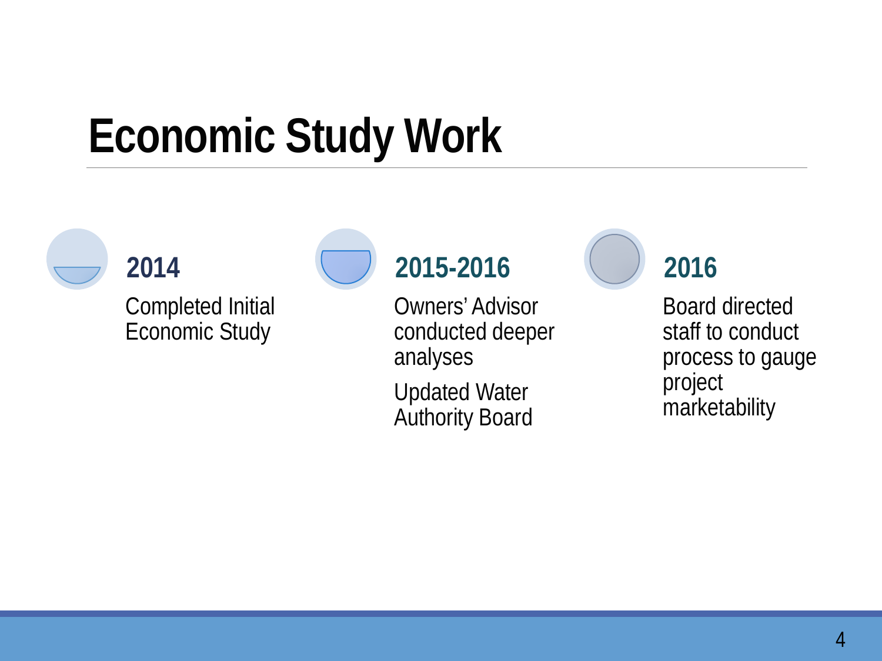# Economic Study Work

## 2014

Completed Initial Economic Study

## 2015-2016

Owners' Advisor conducted deeper analyses

Updated Water Authority Board

## 2016

Board directed staff to conduct process to gauge project marketability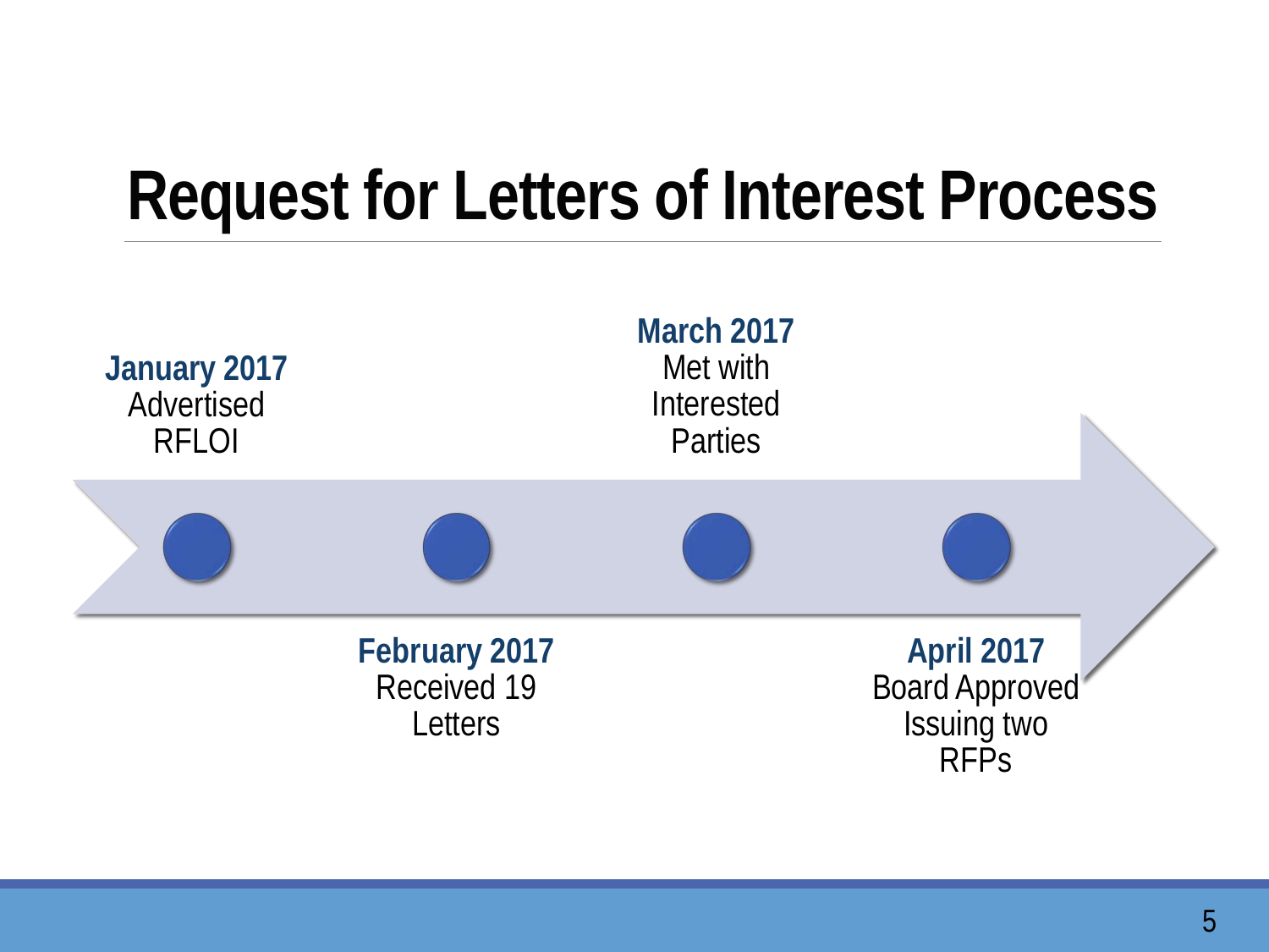# Request for Letters of Interest Process

- **January 2017**
  Advertised RFLOI
- **February 2017**
  Received 19 Letters
- **March 2017**
  Met with Interested Parties
- **April 2017**
  Board Approved Issuing two RFPs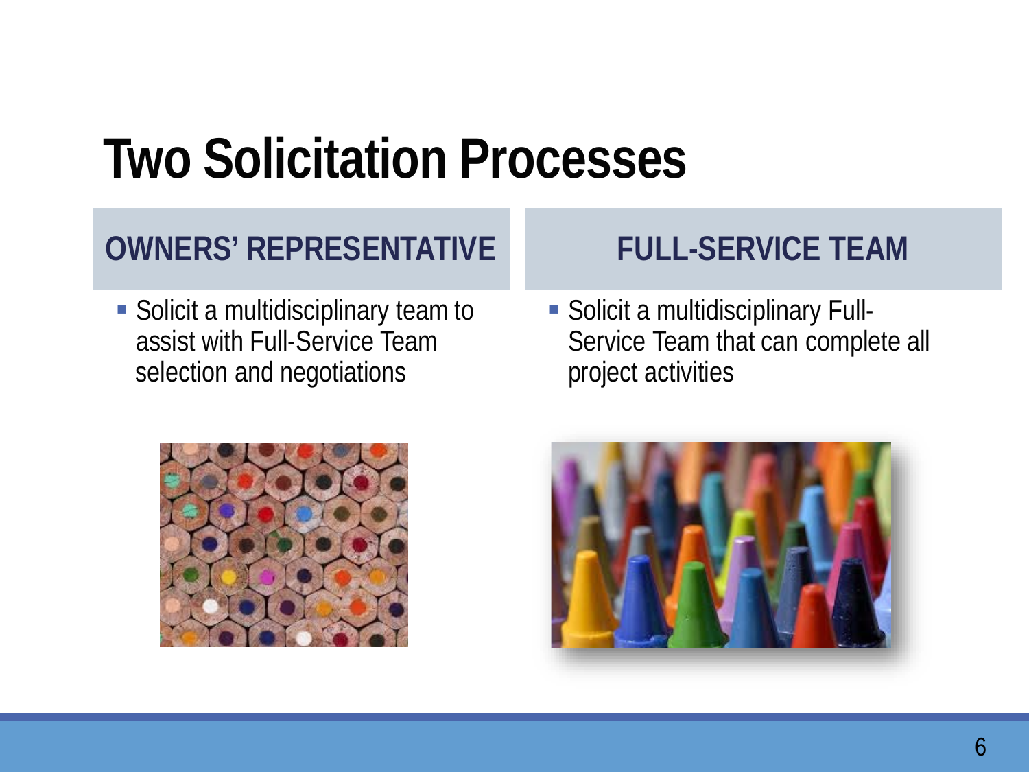# Two Solicitation Processes

## OWNERS' REPRESENTATIVE

- Solicit a multidisciplinary team to assist with Full-Service Team selection and negotiations

## FULL-SERVICE TEAM

- Solicit a multidisciplinary Full-Service Team that can complete all project activities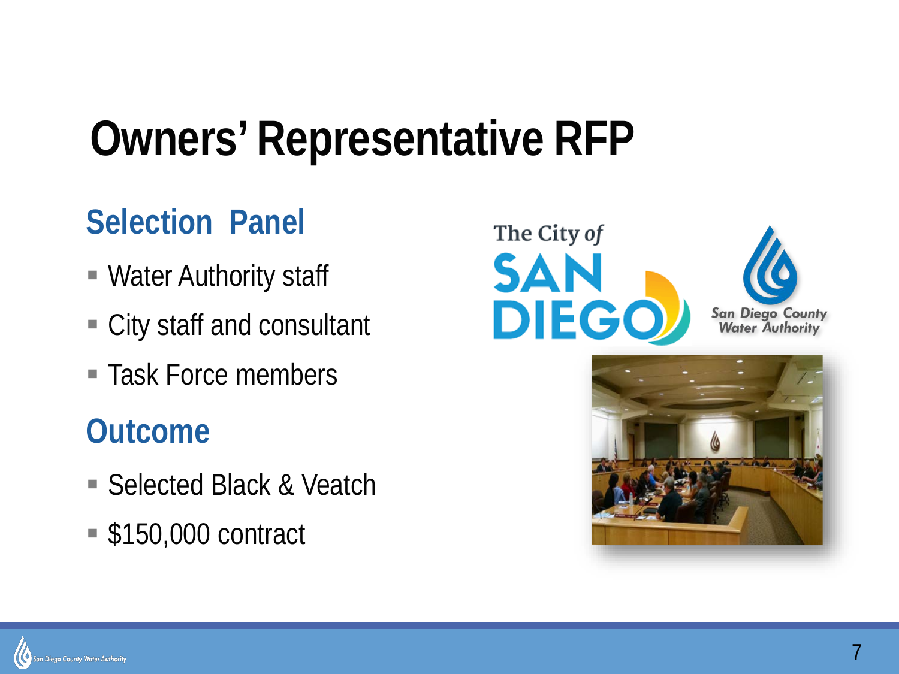# Owners' Representative RFP

## Selection Panel

- Water Authority staff
- City staff and consultant
- Task Force members

## Outcome

- Selected Black & Veatch
- $150,000 contract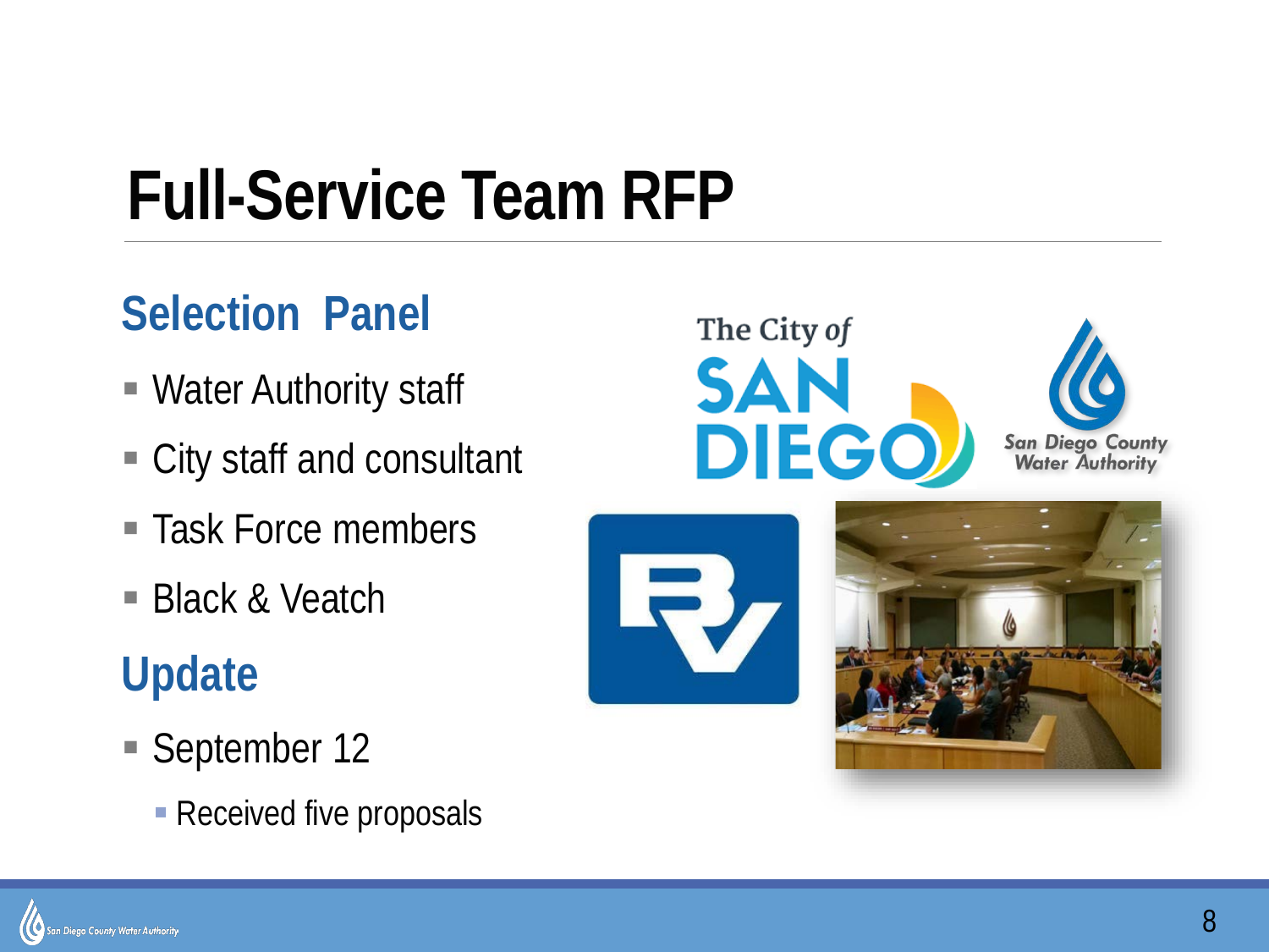# Full-Service Team RFP

## Selection Panel

- Water Authority staff
- City staff and consultant
- Task Force members
- Black & Veatch

## Update

- September 12
  - Received five proposals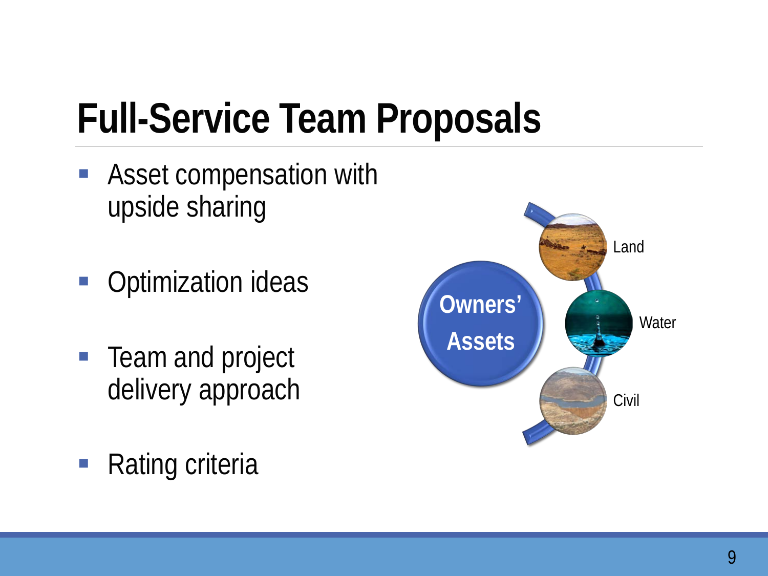# Full-Service Team Proposals

- Asset compensation with upside sharing
- Optimization ideas
- Team and project delivery approach
- Rating criteria

Owners' Assets

Land

Water

Civil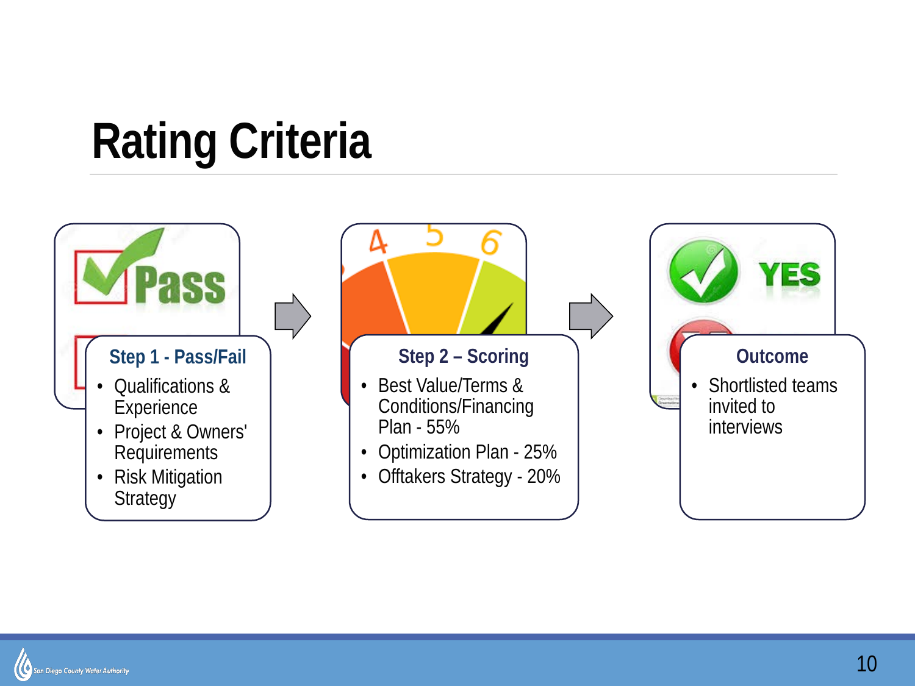# Rating Criteria

### Step 1 - Pass/Fail

- Qualifications & Experience
- Project & Owners' Requirements
- Risk Mitigation Strategy

### Step 2 – Scoring

- Best Value/Terms & Conditions/Financing Plan - 55%
- Optimization Plan - 25%
- Offtakers Strategy - 20%

### Outcome

- Shortlisted teams invited to interviews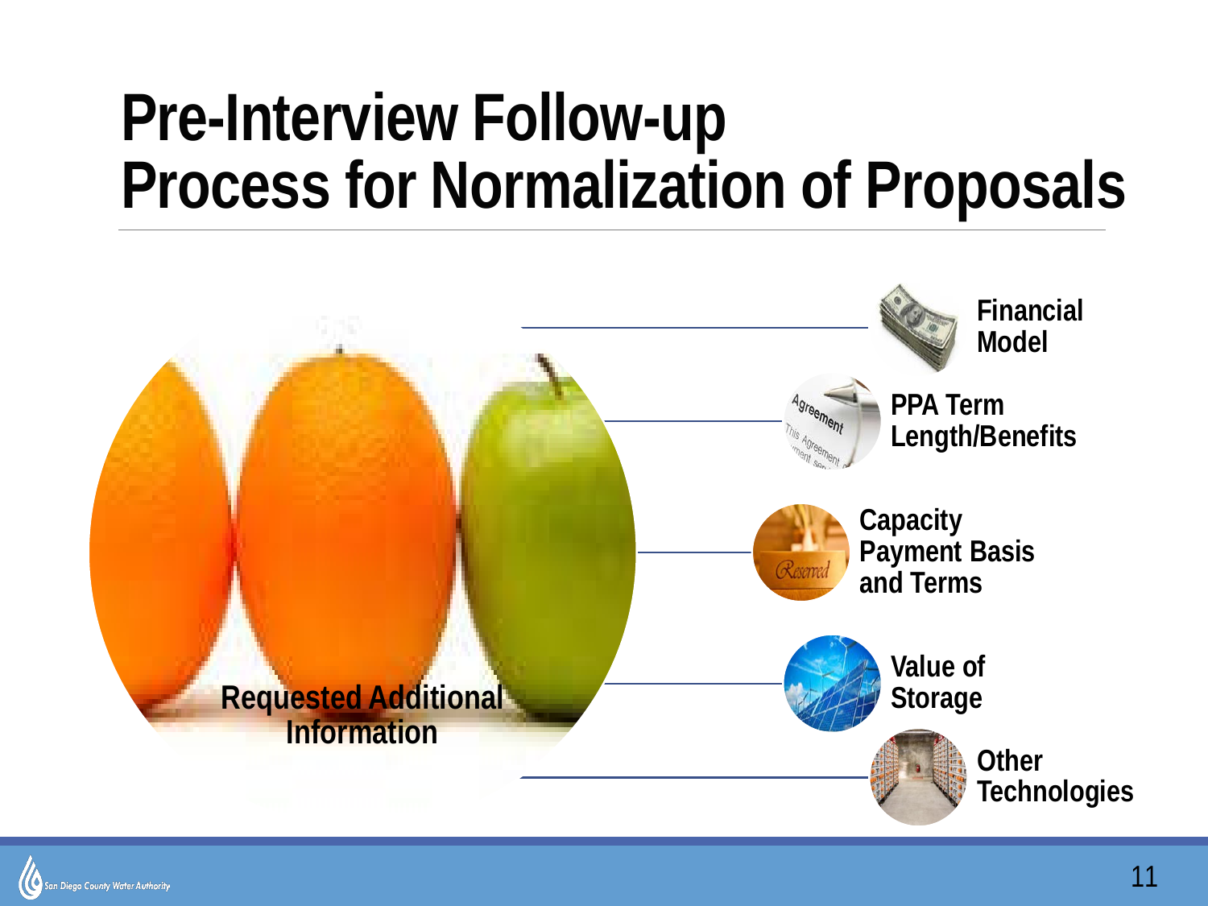# Pre-Interview Follow-up
# Process for Normalization of Proposals

**Requested Additional Information**

- **Financial Model**
- **PPA Term Length/Benefits**
- **Capacity Payment Basis and Terms**
- **Value of Storage**
- **Other Technologies**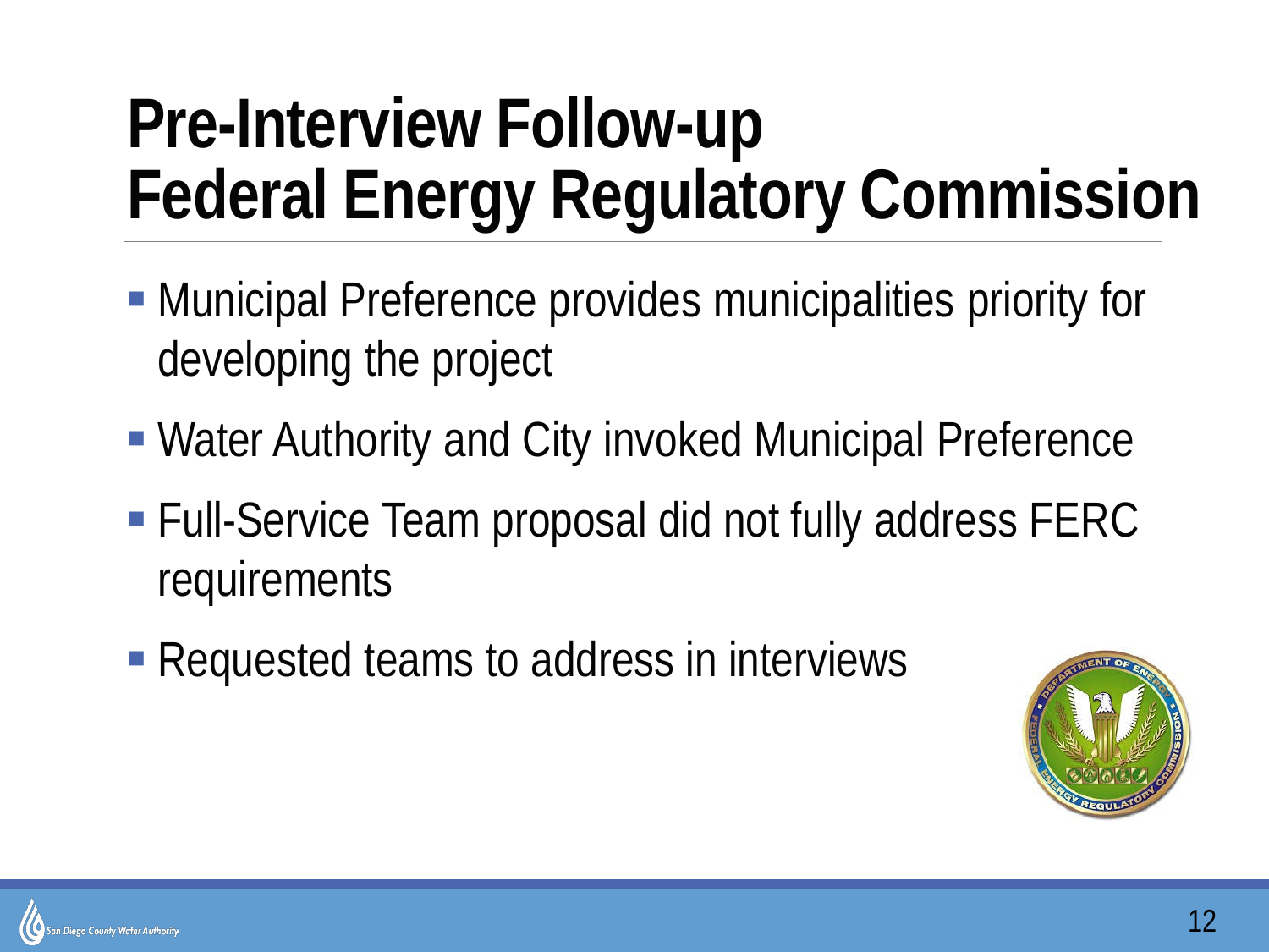# Pre-Interview Follow-up
# Federal Energy Regulatory Commission

- Municipal Preference provides municipalities priority for developing the project
- Water Authority and City invoked Municipal Preference
- Full-Service Team proposal did not fully address FERC requirements
- Requested teams to address in interviews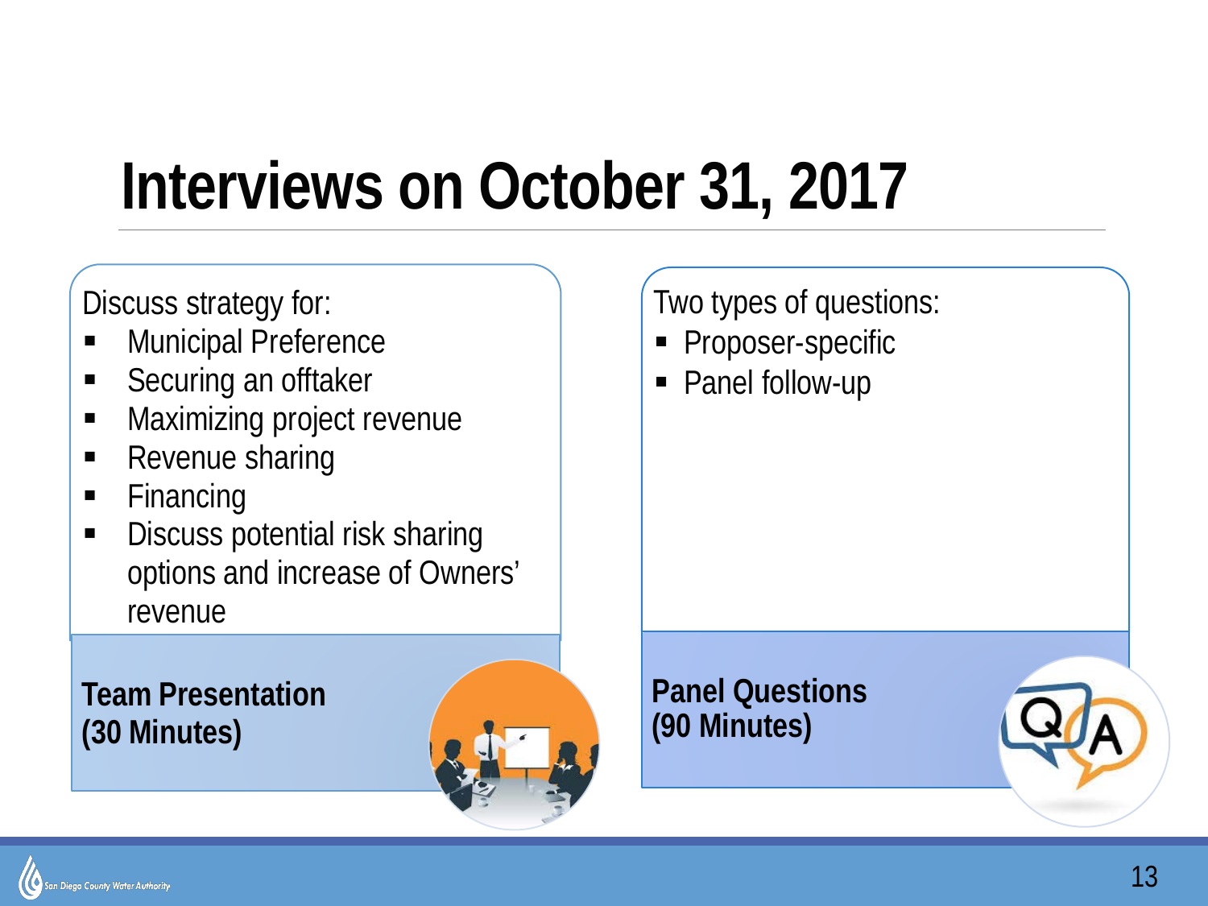# Interviews on October 31, 2017

Discuss strategy for:

- Municipal Preference
- Securing an offtaker
- Maximizing project revenue
- Revenue sharing
- Financing
- Discuss potential risk sharing options and increase of Owners' revenue

**Team Presentation (30 Minutes)**

Two types of questions:

- Proposer-specific
- Panel follow-up

**Panel Questions (90 Minutes)**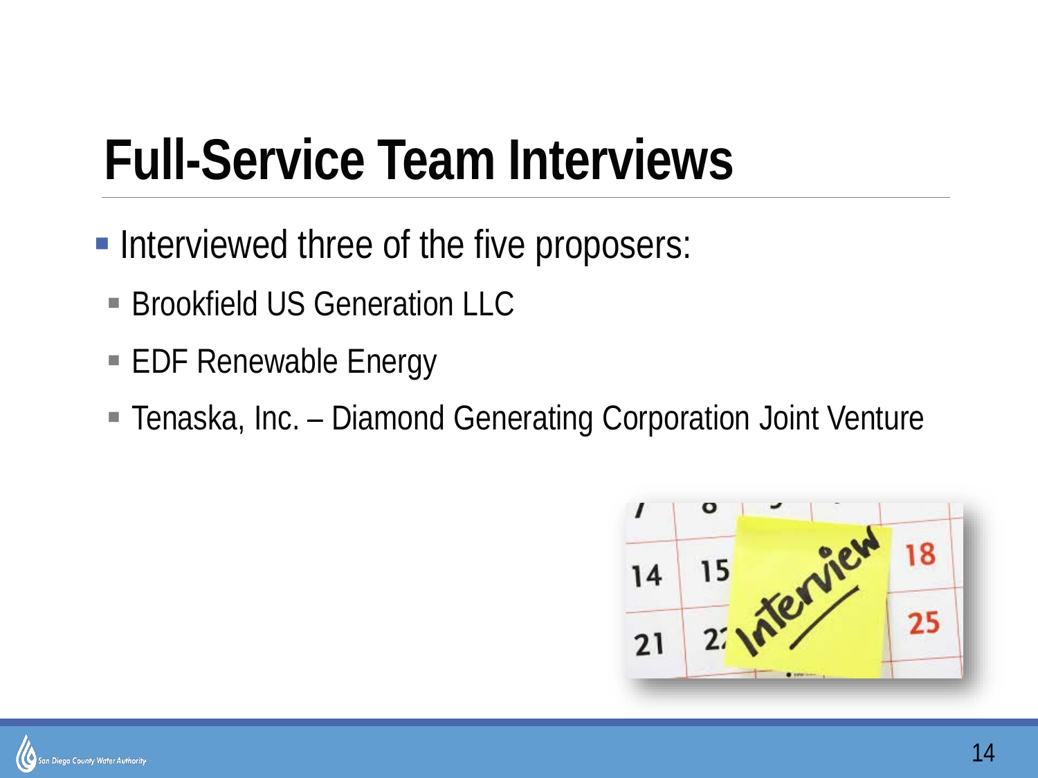# Full-Service Team Interviews

- Interviewed three of the five proposers:
  - Brookfield US Generation LLC
  - EDF Renewable Energy
  - Tenaska, Inc. – Diamond Generating Corporation Joint Venture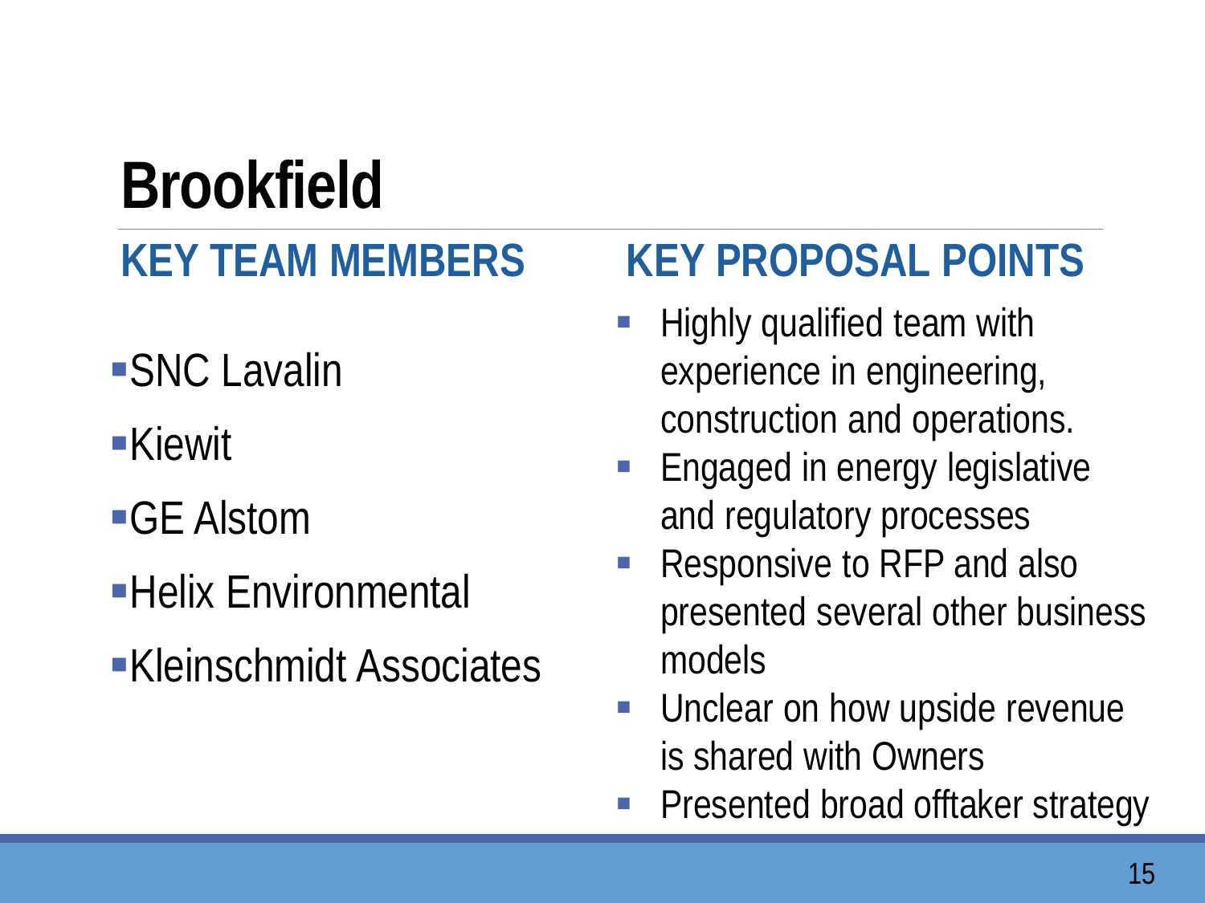# Brookfield

## KEY TEAM MEMBERS

- SNC Lavalin
- Kiewit
- GE Alstom
- Helix Environmental
- Kleinschmidt Associates

## KEY PROPOSAL POINTS

- Highly qualified team with experience in engineering, construction and operations.
- Engaged in energy legislative and regulatory processes
- Responsive to RFP and also presented several other business models
- Unclear on how upside revenue is shared with Owners
- Presented broad offtaker strategy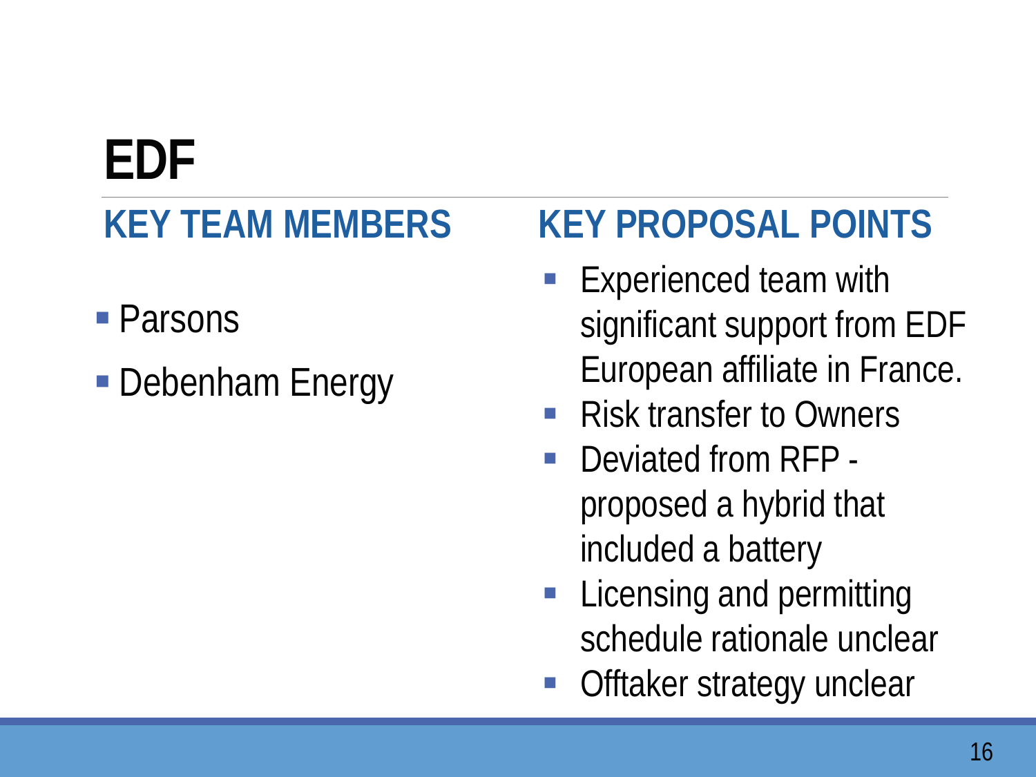# EDF

## KEY TEAM MEMBERS

- Parsons
- Debenham Energy

## KEY PROPOSAL POINTS

- Experienced team with significant support from EDF European affiliate in France.
- Risk transfer to Owners
- Deviated from RFP - proposed a hybrid that included a battery
- Licensing and permitting schedule rationale unclear
- Offtaker strategy unclear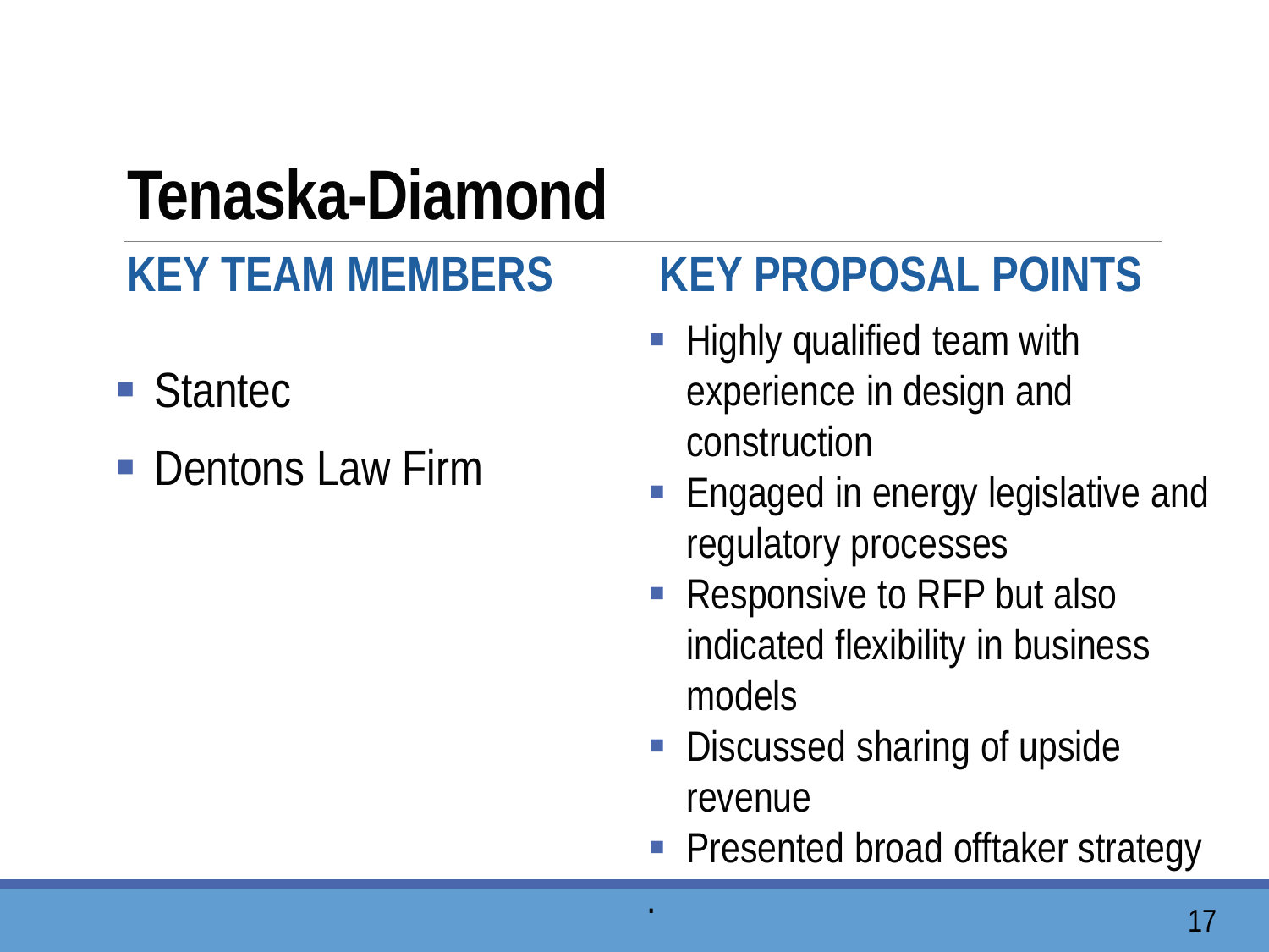# Tenaska-Diamond

## KEY TEAM MEMBERS

- Stantec
- Dentons Law Firm

## KEY PROPOSAL POINTS

- Highly qualified team with experience in design and construction
- Engaged in energy legislative and regulatory processes
- Responsive to RFP but also indicated flexibility in business models
- Discussed sharing of upside revenue
- Presented broad offtaker strategy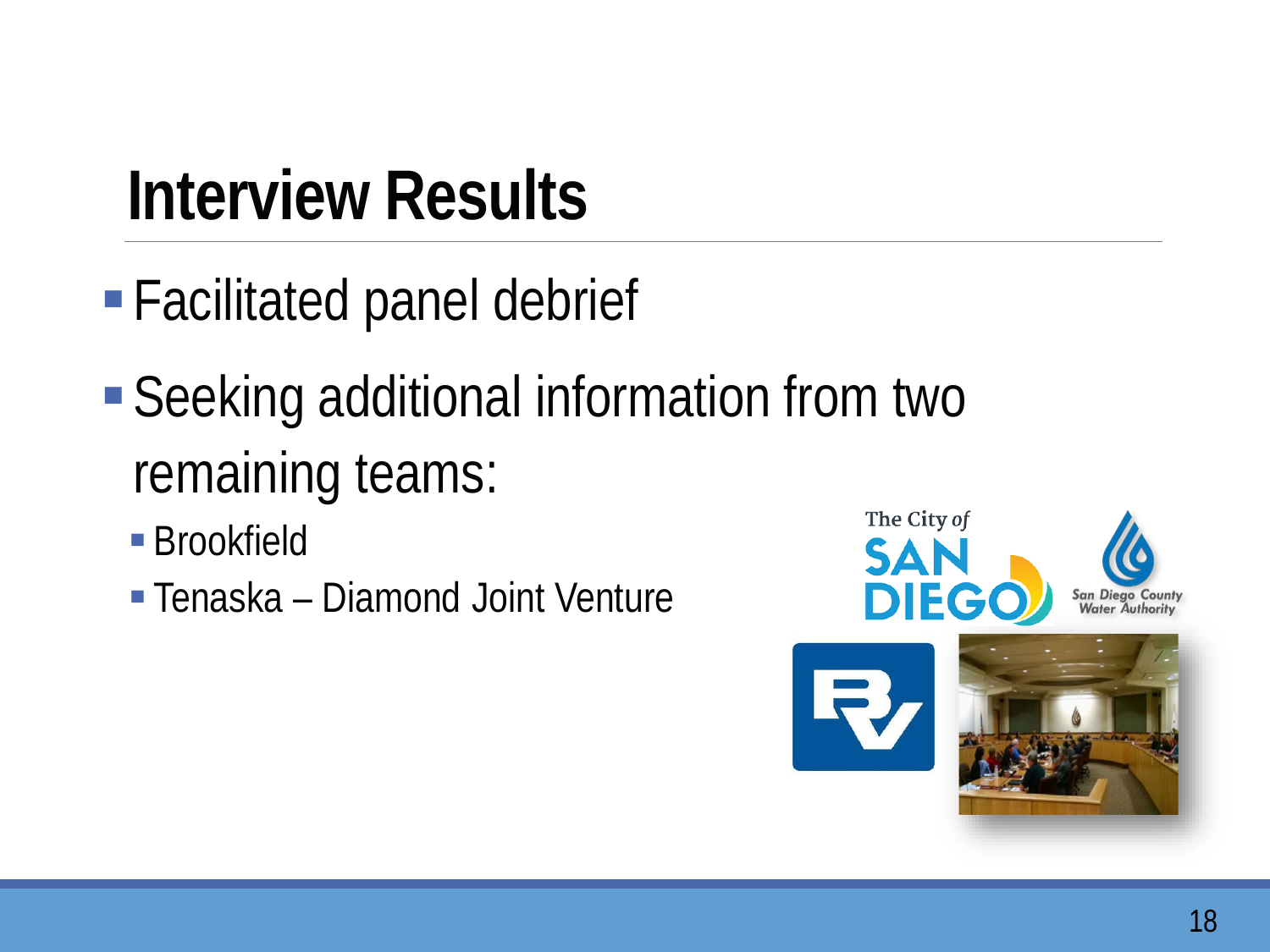# Interview Results

- Facilitated panel debrief
- Seeking additional information from two remaining teams:
  - Brookfield
  - Tenaska – Diamond Joint Venture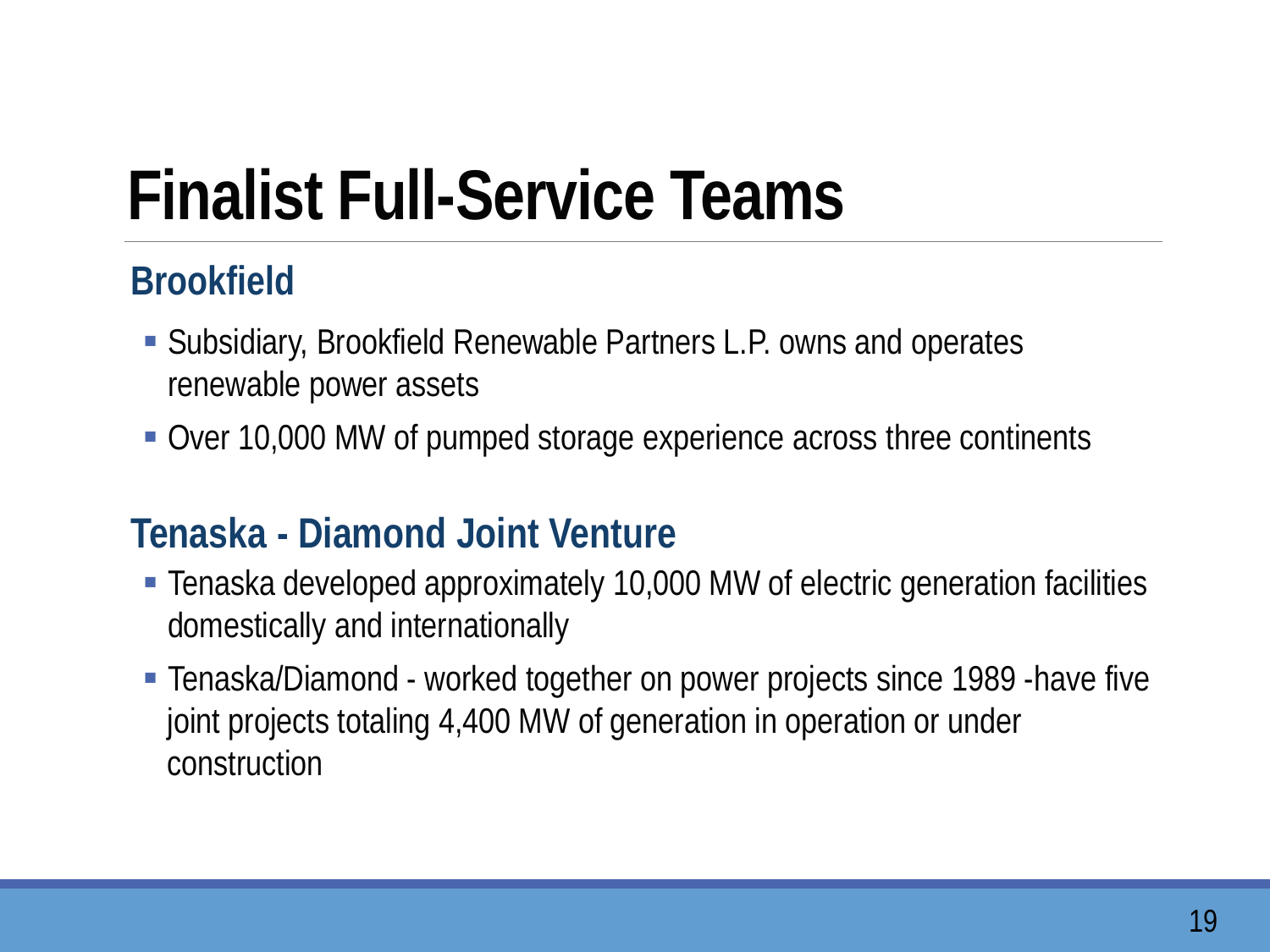# Finalist Full-Service Teams

## Brookfield

- Subsidiary, Brookfield Renewable Partners L.P. owns and operates renewable power assets
- Over 10,000 MW of pumped storage experience across three continents

## Tenaska - Diamond Joint Venture

- Tenaska developed approximately 10,000 MW of electric generation facilities domestically and internationally
- Tenaska/Diamond - worked together on power projects since 1989 -have five joint projects totaling 4,400 MW of generation in operation or under construction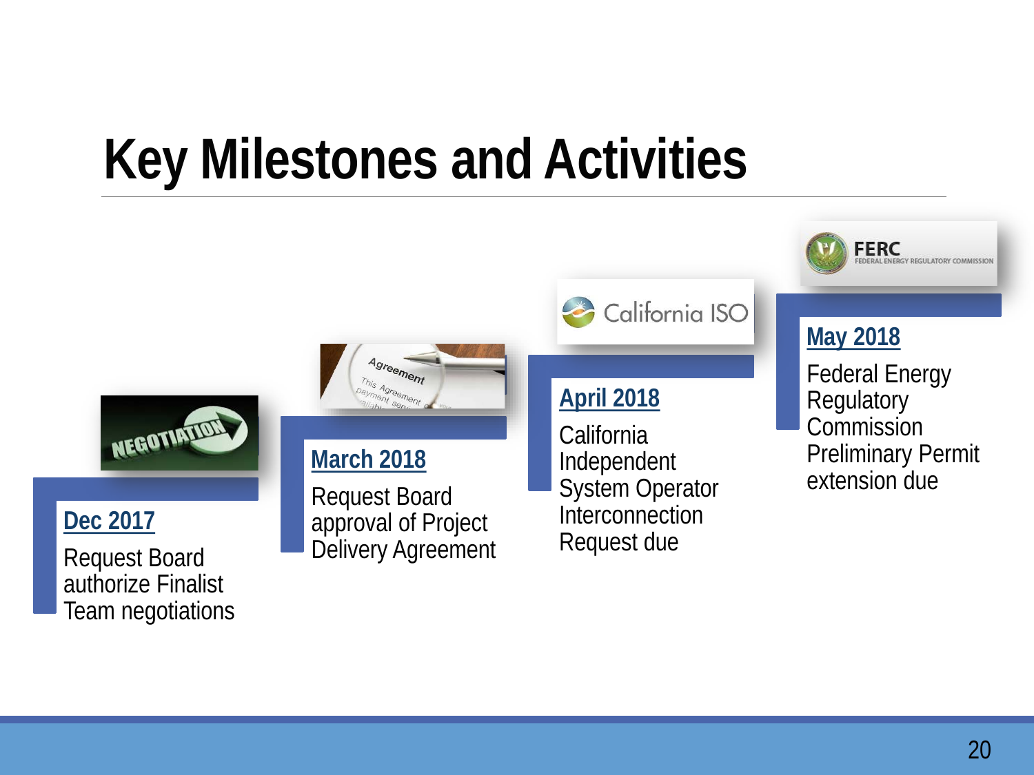# Key Milestones and Activities

**Dec 2017**

Request Board authorize Finalist Team negotiations

**March 2018**

Request Board approval of Project Delivery Agreement

**April 2018**

California Independent System Operator Interconnection Request due

**May 2018**

Federal Energy Regulatory Commission Preliminary Permit extension due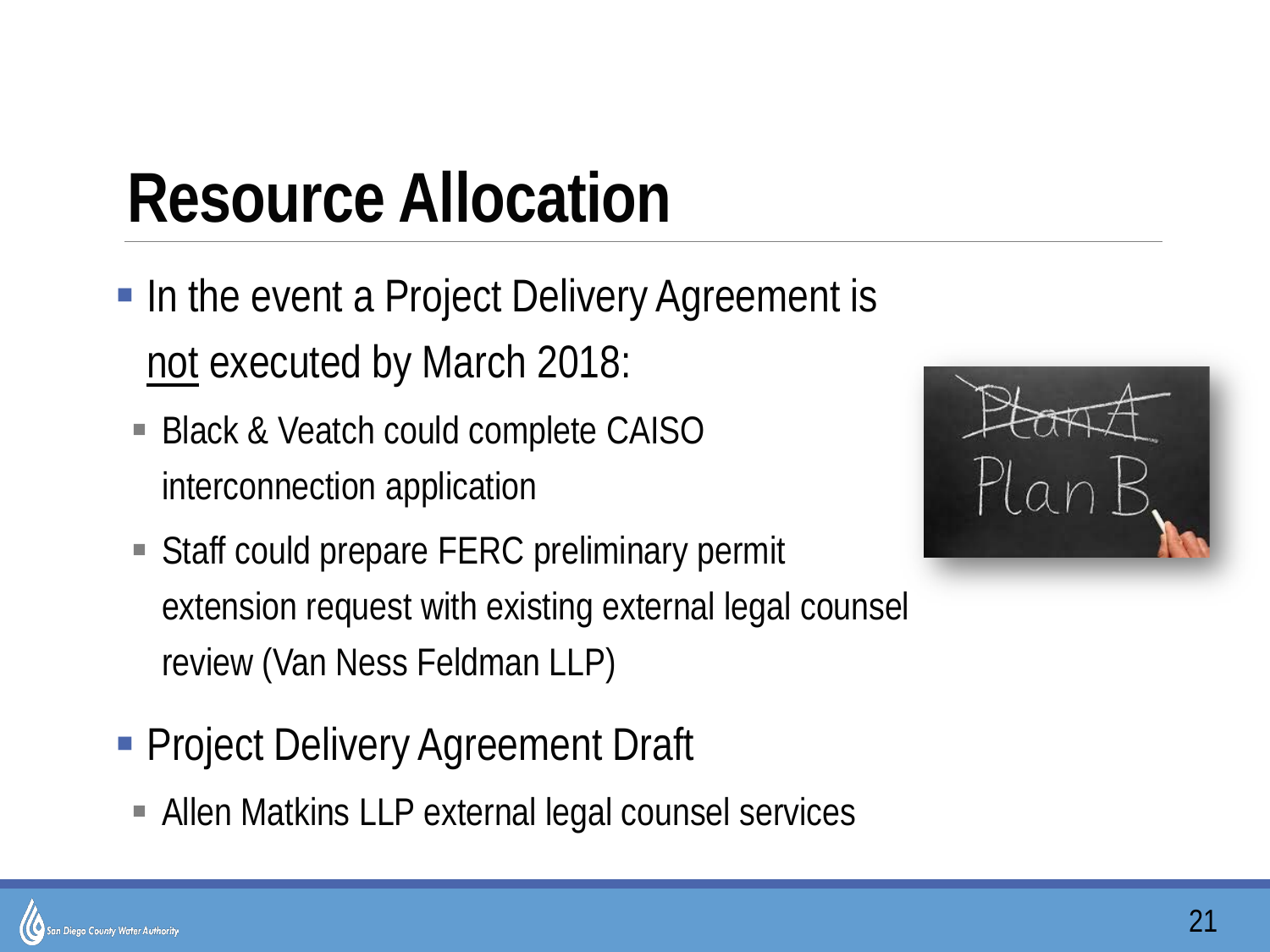# Resource Allocation

- In the event a Project Delivery Agreement is not executed by March 2018:
  - Black & Veatch could complete CAISO interconnection application
  - Staff could prepare FERC preliminary permit extension request with existing external legal counsel review (Van Ness Feldman LLP)
- Project Delivery Agreement Draft
  - Allen Matkins LLP external legal counsel services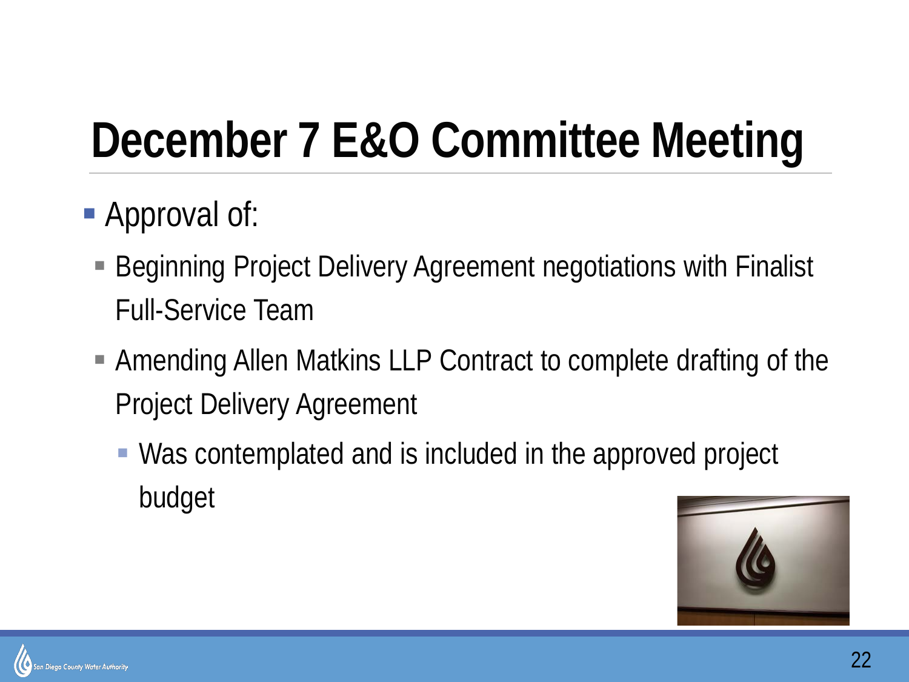# December 7 E&O Committee Meeting

- Approval of:
  - Beginning Project Delivery Agreement negotiations with Finalist Full-Service Team
  - Amending Allen Matkins LLP Contract to complete drafting of the Project Delivery Agreement
    - Was contemplated and is included in the approved project budget